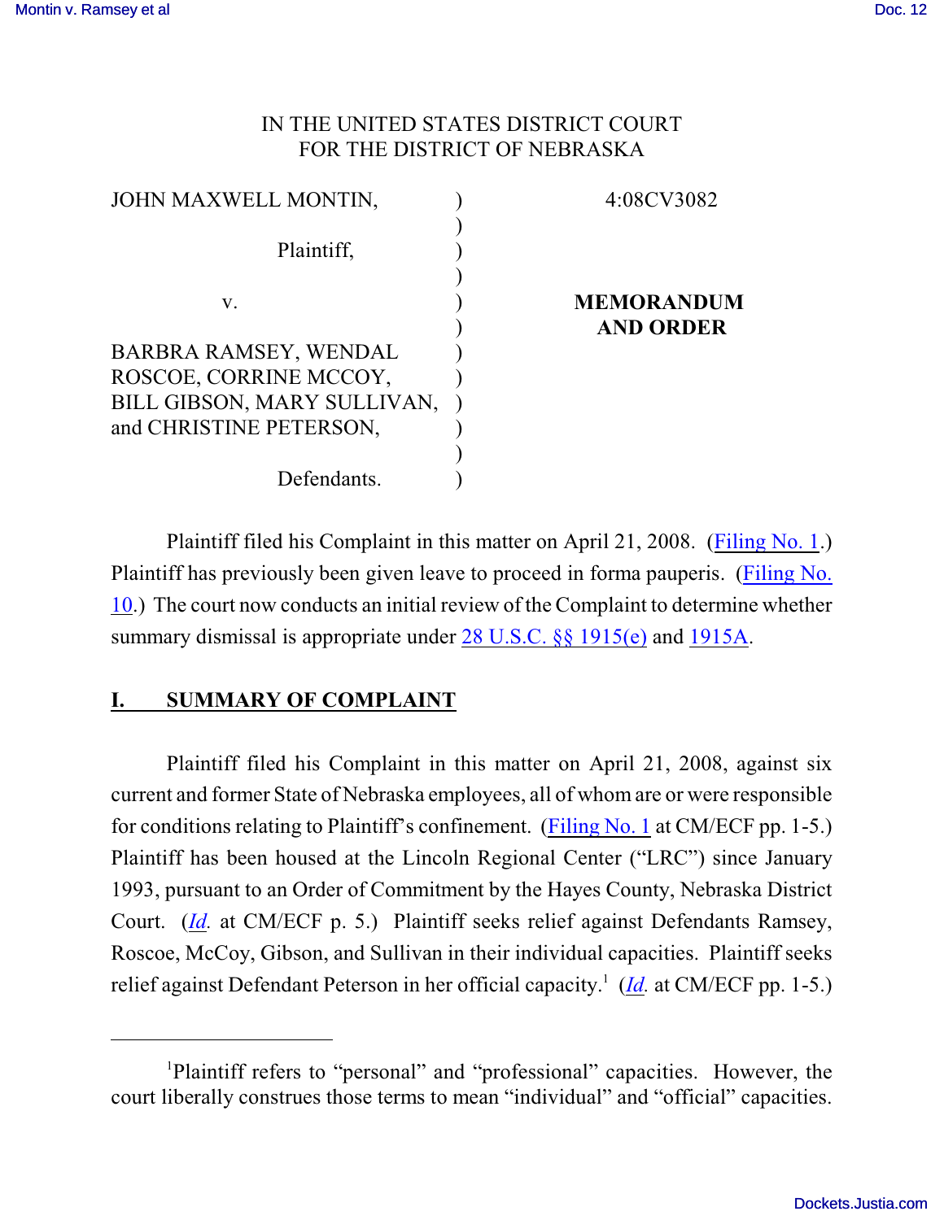IN THE UNITED STATES DISTRICT COURT
FOR THE DISTRICT OF NEBRASKA

| | | |
|---|---|---|
| JOHN MAXWELL MONTIN, | ) | 4:08CV3082 |
| | ) | |
| Plaintiff, | ) | |
| | ) | |
| v. | ) | **MEMORANDUM AND ORDER** |
| | ) | |
| BARBRA RAMSEY, WENDAL ROSCOE, CORRINE MCCOY, BILL GIBSON, MARY SULLIVAN, and CHRISTINE PETERSON, | ) | |
| | ) | |
| Defendants. | ) | |

Plaintiff filed his Complaint in this matter on April 21, 2008. (Filing No. 1.) Plaintiff has previously been given leave to proceed in forma pauperis. (Filing No. 10.) The court now conducts an initial review of the Complaint to determine whether summary dismissal is appropriate under 28 U.S.C. §§ 1915(e) and 1915A.

## I. SUMMARY OF COMPLAINT

Plaintiff filed his Complaint in this matter on April 21, 2008, against six current and former State of Nebraska employees, all of whom are or were responsible for conditions relating to Plaintiff's confinement. (Filing No. 1 at CM/ECF pp. 1-5.) Plaintiff has been housed at the Lincoln Regional Center ("LRC") since January 1993, pursuant to an Order of Commitment by the Hayes County, Nebraska District Court. (*Id.* at CM/ECF p. 5.) Plaintiff seeks relief against Defendants Ramsey, Roscoe, McCoy, Gibson, and Sullivan in their individual capacities. Plaintiff seeks relief against Defendant Peterson in her official capacity.[1] (*Id.* at CM/ECF pp. 1-5.)

---

[1]Plaintiff refers to "personal" and "professional" capacities. However, the court liberally construes those terms to mean "individual" and "official" capacities.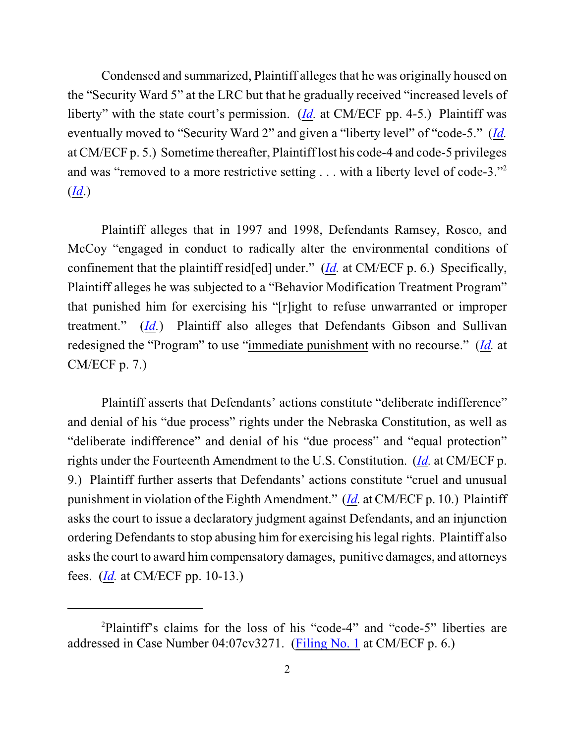Condensed and summarized, Plaintiff alleges that he was originally housed on the "Security Ward 5" at the LRC but that he gradually received "increased levels of liberty" with the state court's permission. (*Id.* at CM/ECF pp. 4-5.) Plaintiff was eventually moved to "Security Ward 2" and given a "liberty level" of "code-5." (*Id.* at CM/ECF p. 5.) Sometime thereafter, Plaintiff lost his code-4 and code-5 privileges and was "removed to a more restrictive setting . . . with a liberty level of code-3."[2] (*Id.*)

Plaintiff alleges that in 1997 and 1998, Defendants Ramsey, Rosco, and McCoy "engaged in conduct to radically alter the environmental conditions of confinement that the plaintiff resid[ed] under." (*Id.* at CM/ECF p. 6.) Specifically, Plaintiff alleges he was subjected to a "Behavior Modification Treatment Program" that punished him for exercising his "[r]ight to refuse unwarranted or improper treatment." (*Id.*) Plaintiff also alleges that Defendants Gibson and Sullivan redesigned the "Program" to use "immediate punishment with no recourse." (*Id.* at CM/ECF p. 7.)

Plaintiff asserts that Defendants' actions constitute "deliberate indifference" and denial of his "due process" rights under the Nebraska Constitution, as well as "deliberate indifference" and denial of his "due process" and "equal protection" rights under the Fourteenth Amendment to the U.S. Constitution. (*Id.* at CM/ECF p. 9.) Plaintiff further asserts that Defendants' actions constitute "cruel and unusual punishment in violation of the Eighth Amendment." (*Id.* at CM/ECF p. 10.) Plaintiff asks the court to issue a declaratory judgment against Defendants, and an injunction ordering Defendants to stop abusing him for exercising his legal rights. Plaintiff also asks the court to award him compensatory damages, punitive damages, and attorneys fees. (*Id.* at CM/ECF pp. 10-13.)

---

[2]Plaintiff's claims for the loss of his "code-4" and "code-5" liberties are addressed in Case Number 04:07cv3271. (Filing No. 1 at CM/ECF p. 6.)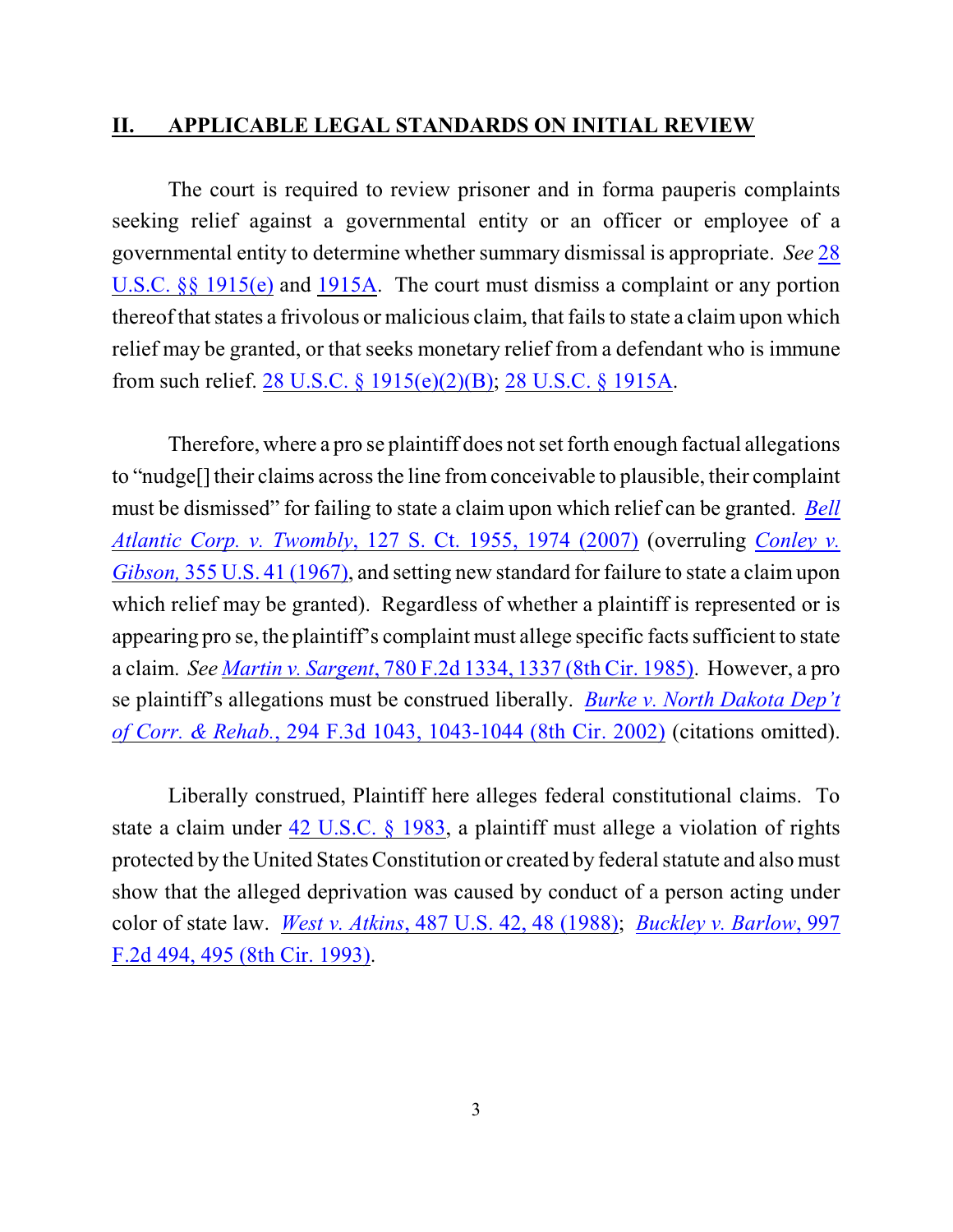## II. APPLICABLE LEGAL STANDARDS ON INITIAL REVIEW

The court is required to review prisoner and in forma pauperis complaints seeking relief against a governmental entity or an officer or employee of a governmental entity to determine whether summary dismissal is appropriate. *See* 28 U.S.C. §§ 1915(e) and 1915A. The court must dismiss a complaint or any portion thereof that states a frivolous or malicious claim, that fails to state a claim upon which relief may be granted, or that seeks monetary relief from a defendant who is immune from such relief. 28 U.S.C. § 1915(e)(2)(B); 28 U.S.C. § 1915A.

Therefore, where a pro se plaintiff does not set forth enough factual allegations to "nudge[] their claims across the line from conceivable to plausible, their complaint must be dismissed" for failing to state a claim upon which relief can be granted. *Bell Atlantic Corp. v. Twombly*, 127 S. Ct. 1955, 1974 (2007) (overruling *Conley v. Gibson,* 355 U.S. 41 (1967), and setting new standard for failure to state a claim upon which relief may be granted). Regardless of whether a plaintiff is represented or is appearing pro se, the plaintiff's complaint must allege specific facts sufficient to state a claim. *See Martin v. Sargent*, 780 F.2d 1334, 1337 (8th Cir. 1985). However, a pro se plaintiff's allegations must be construed liberally. *Burke v. North Dakota Dep't of Corr. & Rehab.*, 294 F.3d 1043, 1043-1044 (8th Cir. 2002) (citations omitted).

Liberally construed, Plaintiff here alleges federal constitutional claims. To state a claim under 42 U.S.C. § 1983, a plaintiff must allege a violation of rights protected by the United States Constitution or created by federal statute and also must show that the alleged deprivation was caused by conduct of a person acting under color of state law. *West v. Atkins*, 487 U.S. 42, 48 (1988); *Buckley v. Barlow*, 997 F.2d 494, 495 (8th Cir. 1993).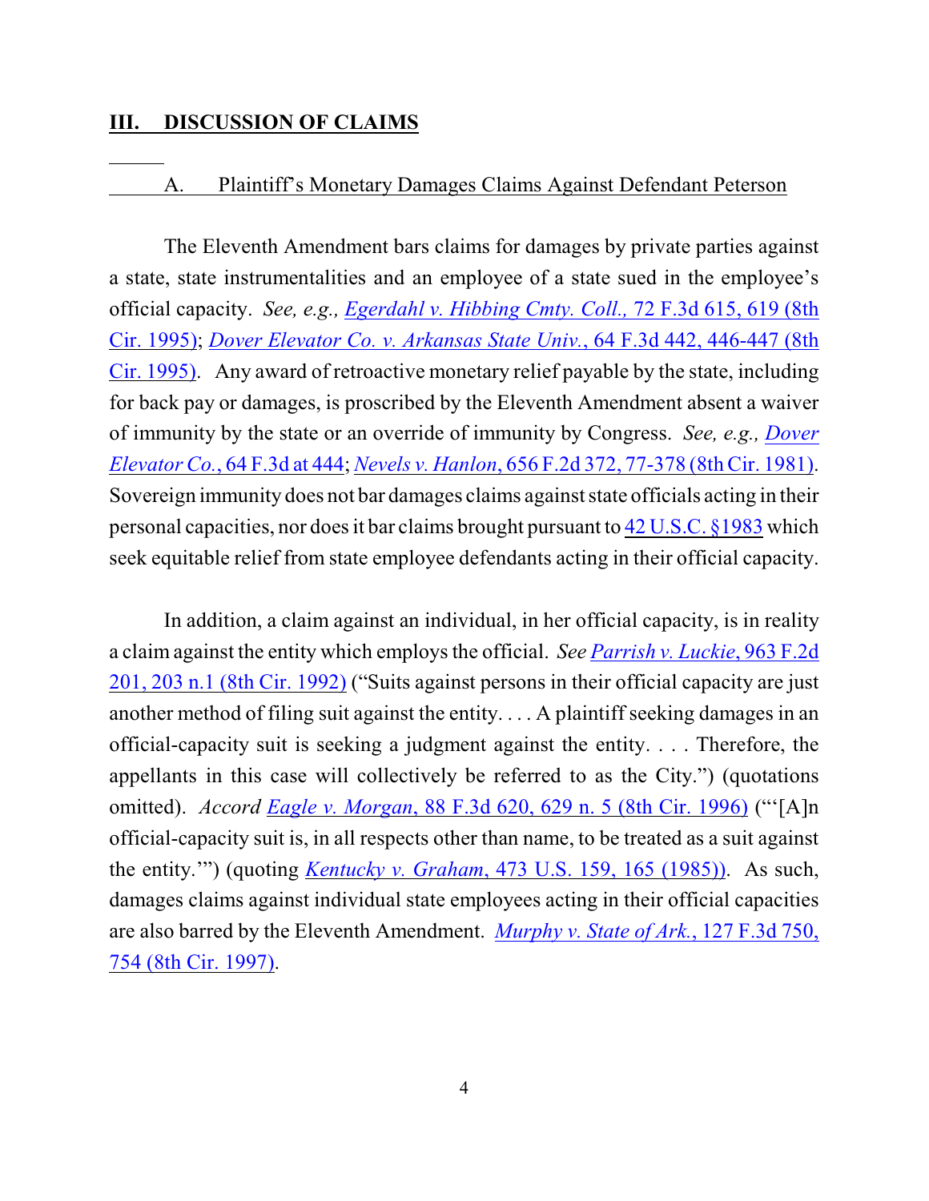## III. DISCUSSION OF CLAIMS

### A. Plaintiff's Monetary Damages Claims Against Defendant Peterson

The Eleventh Amendment bars claims for damages by private parties against a state, state instrumentalities and an employee of a state sued in the employee's official capacity. *See, e.g., Egerdahl v. Hibbing Cmty. Coll.*, 72 F.3d 615, 619 (8th Cir. 1995); *Dover Elevator Co. v. Arkansas State Univ.*, 64 F.3d 442, 446-447 (8th Cir. 1995). Any award of retroactive monetary relief payable by the state, including for back pay or damages, is proscribed by the Eleventh Amendment absent a waiver of immunity by the state or an override of immunity by Congress. *See, e.g., Dover Elevator Co.*, 64 F.3d at 444; *Nevels v. Hanlon*, 656 F.2d 372, 77-378 (8th Cir. 1981). Sovereign immunity does not bar damages claims against state officials acting in their personal capacities, nor does it bar claims brought pursuant to 42 U.S.C. §1983 which seek equitable relief from state employee defendants acting in their official capacity.

In addition, a claim against an individual, in her official capacity, is in reality a claim against the entity which employs the official. *See Parrish v. Luckie*, 963 F.2d 201, 203 n.1 (8th Cir. 1992) ("Suits against persons in their official capacity are just another method of filing suit against the entity. . . . A plaintiff seeking damages in an official-capacity suit is seeking a judgment against the entity. . . . Therefore, the appellants in this case will collectively be referred to as the City.") (quotations omitted). *Accord Eagle v. Morgan*, 88 F.3d 620, 629 n. 5 (8th Cir. 1996) ("'[A]n official-capacity suit is, in all respects other than name, to be treated as a suit against the entity.'") (quoting *Kentucky v. Graham*, 473 U.S. 159, 165 (1985)). As such, damages claims against individual state employees acting in their official capacities are also barred by the Eleventh Amendment. *Murphy v. State of Ark.*, 127 F.3d 750, 754 (8th Cir. 1997).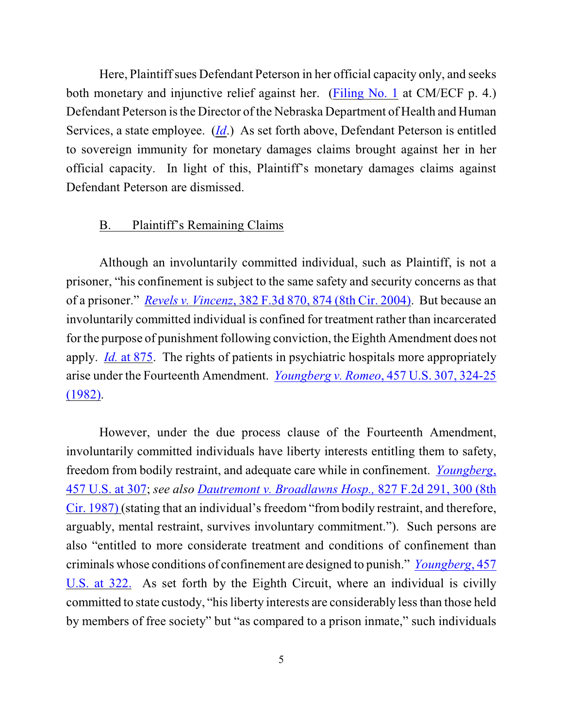Here, Plaintiff sues Defendant Peterson in her official capacity only, and seeks both monetary and injunctive relief against her. (Filing No. 1 at CM/ECF p. 4.) Defendant Peterson is the Director of the Nebraska Department of Health and Human Services, a state employee. (*Id*.) As set forth above, Defendant Peterson is entitled to sovereign immunity for monetary damages claims brought against her in her official capacity. In light of this, Plaintiff's monetary damages claims against Defendant Peterson are dismissed.

## B. Plaintiff's Remaining Claims

Although an involuntarily committed individual, such as Plaintiff, is not a prisoner, "his confinement is subject to the same safety and security concerns as that of a prisoner." *Revels v. Vincenz*, 382 F.3d 870, 874 (8th Cir. 2004). But because an involuntarily committed individual is confined for treatment rather than incarcerated for the purpose of punishment following conviction, the Eighth Amendment does not apply. *Id.* at 875. The rights of patients in psychiatric hospitals more appropriately arise under the Fourteenth Amendment. *Youngberg v. Romeo*, 457 U.S. 307, 324-25 (1982).

However, under the due process clause of the Fourteenth Amendment, involuntarily committed individuals have liberty interests entitling them to safety, freedom from bodily restraint, and adequate care while in confinement. *Youngberg*, 457 U.S. at 307; *see also Dautremont v. Broadlawns Hosp.*, 827 F.2d 291, 300 (8th Cir. 1987) (stating that an individual's freedom "from bodily restraint, and therefore, arguably, mental restraint, survives involuntary commitment."). Such persons are also "entitled to more considerate treatment and conditions of confinement than criminals whose conditions of confinement are designed to punish." *Youngberg*, 457 U.S. at 322. As set forth by the Eighth Circuit, where an individual is civilly committed to state custody, "his liberty interests are considerably less than those held by members of free society" but "as compared to a prison inmate," such individuals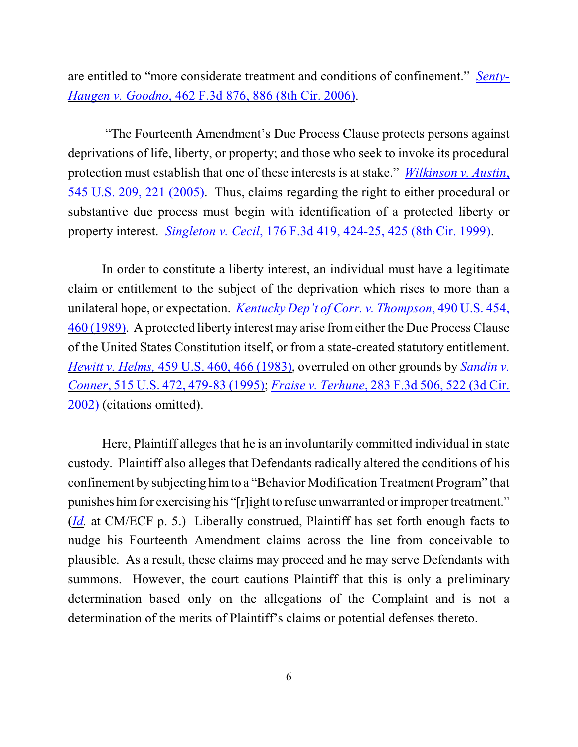are entitled to "more considerate treatment and conditions of confinement." *Senty-Haugen v. Goodno*, 462 F.3d 876, 886 (8th Cir. 2006).

"The Fourteenth Amendment's Due Process Clause protects persons against deprivations of life, liberty, or property; and those who seek to invoke its procedural protection must establish that one of these interests is at stake." *Wilkinson v. Austin*, 545 U.S. 209, 221 (2005). Thus, claims regarding the right to either procedural or substantive due process must begin with identification of a protected liberty or property interest. *Singleton v. Cecil*, 176 F.3d 419, 424-25, 425 (8th Cir. 1999).

In order to constitute a liberty interest, an individual must have a legitimate claim or entitlement to the subject of the deprivation which rises to more than a unilateral hope, or expectation. *Kentucky Dep't of Corr. v. Thompson*, 490 U.S. 454, 460 (1989). A protected liberty interest may arise from either the Due Process Clause of the United States Constitution itself, or from a state-created statutory entitlement. *Hewitt v. Helms,* 459 U.S. 460, 466 (1983), overruled on other grounds by *Sandin v. Conner*, 515 U.S. 472, 479-83 (1995); *Fraise v. Terhune*, 283 F.3d 506, 522 (3d Cir. 2002) (citations omitted).

Here, Plaintiff alleges that he is an involuntarily committed individual in state custody. Plaintiff also alleges that Defendants radically altered the conditions of his confinement by subjecting him to a "Behavior Modification Treatment Program" that punishes him for exercising his "[r]ight to refuse unwarranted or improper treatment." (*Id.* at CM/ECF p. 5.) Liberally construed, Plaintiff has set forth enough facts to nudge his Fourteenth Amendment claims across the line from conceivable to plausible. As a result, these claims may proceed and he may serve Defendants with summons. However, the court cautions Plaintiff that this is only a preliminary determination based only on the allegations of the Complaint and is not a determination of the merits of Plaintiff's claims or potential defenses thereto.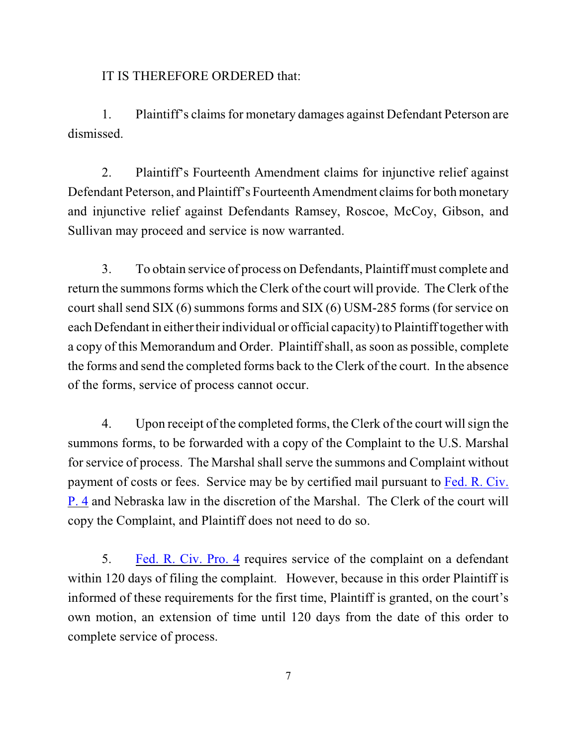IT IS THEREFORE ORDERED that:

1. Plaintiff's claims for monetary damages against Defendant Peterson are dismissed.

2. Plaintiff's Fourteenth Amendment claims for injunctive relief against Defendant Peterson, and Plaintiff's Fourteenth Amendment claims for both monetary and injunctive relief against Defendants Ramsey, Roscoe, McCoy, Gibson, and Sullivan may proceed and service is now warranted.

3. To obtain service of process on Defendants, Plaintiff must complete and return the summons forms which the Clerk of the court will provide. The Clerk of the court shall send SIX (6) summons forms and SIX (6) USM-285 forms (for service on each Defendant in either their individual or official capacity) to Plaintiff together with a copy of this Memorandum and Order. Plaintiff shall, as soon as possible, complete the forms and send the completed forms back to the Clerk of the court. In the absence of the forms, service of process cannot occur.

4. Upon receipt of the completed forms, the Clerk of the court will sign the summons forms, to be forwarded with a copy of the Complaint to the U.S. Marshal for service of process. The Marshal shall serve the summons and Complaint without payment of costs or fees. Service may be by certified mail pursuant to Fed. R. Civ. P. 4 and Nebraska law in the discretion of the Marshal. The Clerk of the court will copy the Complaint, and Plaintiff does not need to do so.

5. Fed. R. Civ. Pro. 4 requires service of the complaint on a defendant within 120 days of filing the complaint. However, because in this order Plaintiff is informed of these requirements for the first time, Plaintiff is granted, on the court's own motion, an extension of time until 120 days from the date of this order to complete service of process.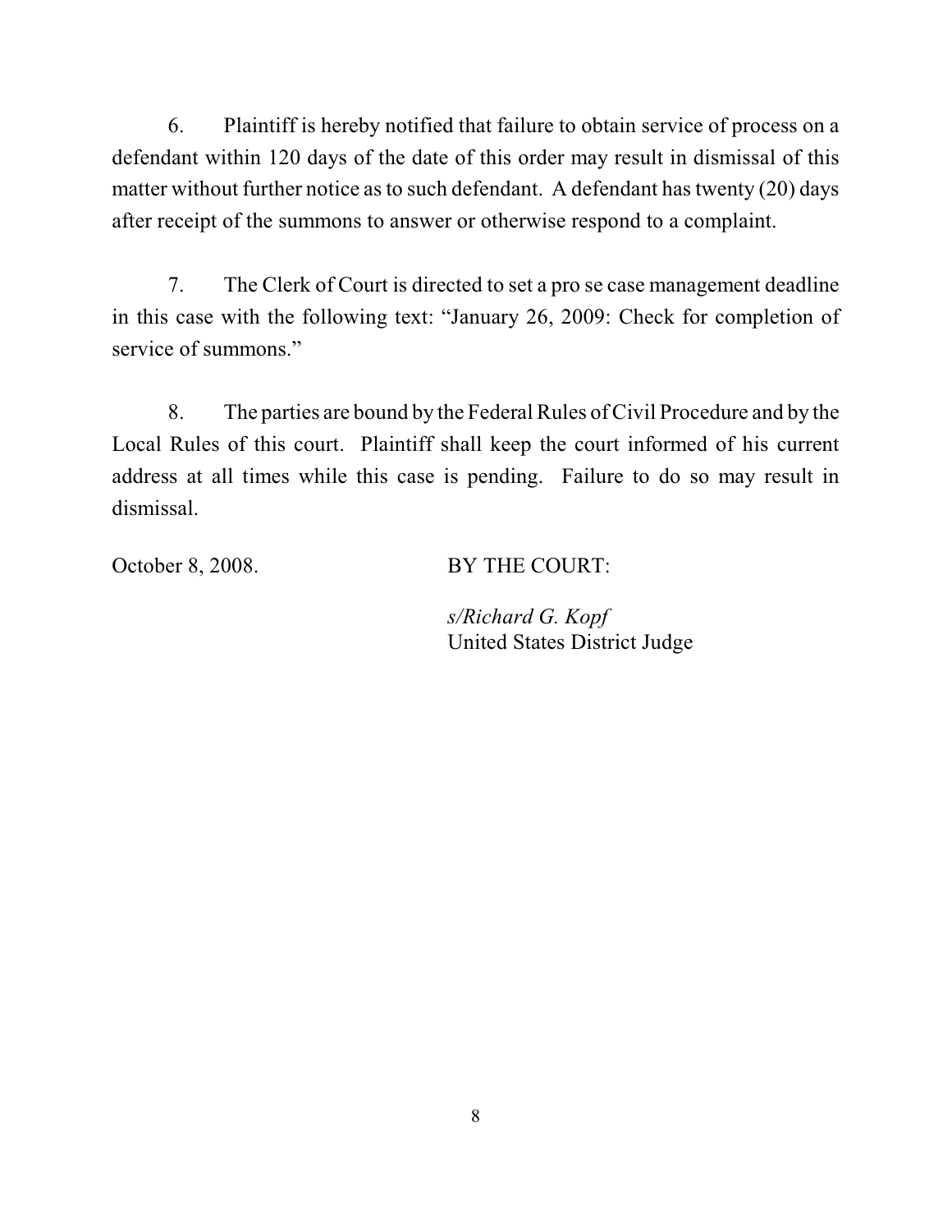6. Plaintiff is hereby notified that failure to obtain service of process on a defendant within 120 days of the date of this order may result in dismissal of this matter without further notice as to such defendant. A defendant has twenty (20) days after receipt of the summons to answer or otherwise respond to a complaint.

7. The Clerk of Court is directed to set a pro se case management deadline in this case with the following text: "January 26, 2009: Check for completion of service of summons."

8. The parties are bound by the Federal Rules of Civil Procedure and by the Local Rules of this court. Plaintiff shall keep the court informed of his current address at all times while this case is pending. Failure to do so may result in dismissal.

October 8, 2008.

BY THE COURT:

*s/Richard G. Kopf*
United States District Judge